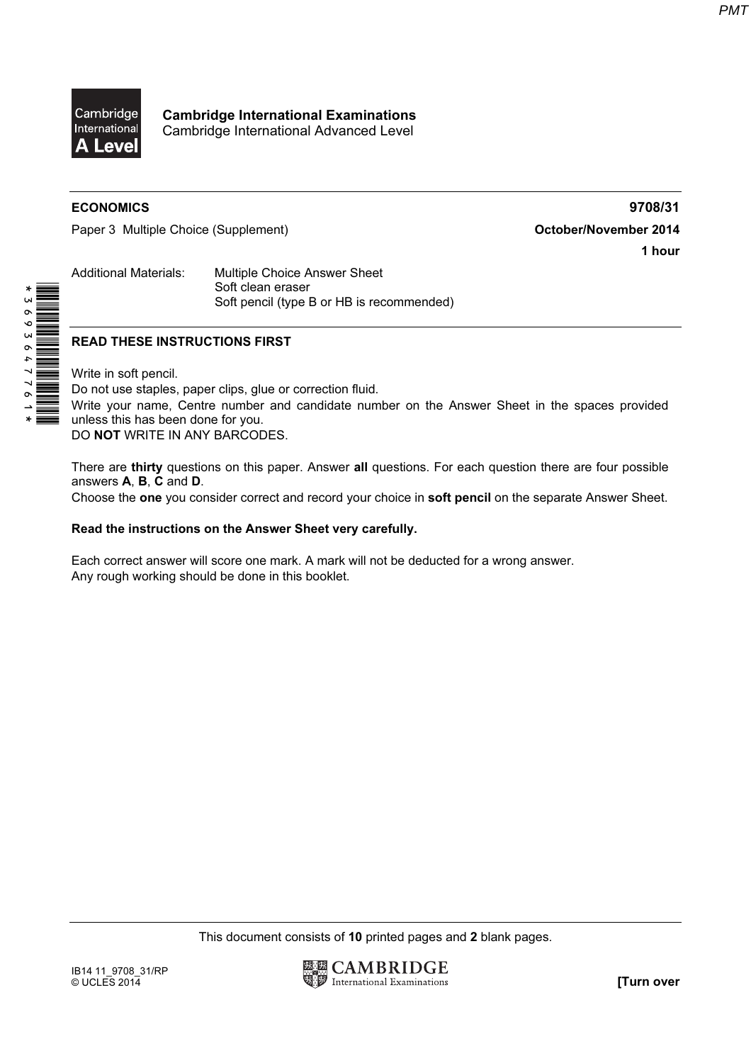Cambridge International Examinations
Cambridge International Advanced Level

**ECONOMICS** **9708/31**

Paper 3 Multiple Choice (Supplement) **October/November 2014**

**1 hour**

Additional Materials: Multiple Choice Answer Sheet
Soft clean eraser
Soft pencil (type B or HB is recommended)

**READ THESE INSTRUCTIONS FIRST**

Write in soft pencil.
Do not use staples, paper clips, glue or correction fluid.
Write your name, Centre number and candidate number on the Answer Sheet in the spaces provided unless this has been done for you.
DO **NOT** WRITE IN ANY BARCODES.

There are **thirty** questions on this paper. Answer **all** questions. For each question there are four possible answers **A**, **B**, **C** and **D**.
Choose the **one** you consider correct and record your choice in **soft pencil** on the separate Answer Sheet.

**Read the instructions on the Answer Sheet very carefully.**

Each correct answer will score one mark. A mark will not be deducted for a wrong answer.
Any rough working should be done in this booklet.

This document consists of **10** printed pages and **2** blank pages.

IB14 11_9708_31/RP
© UCLES 2014

**[Turn over**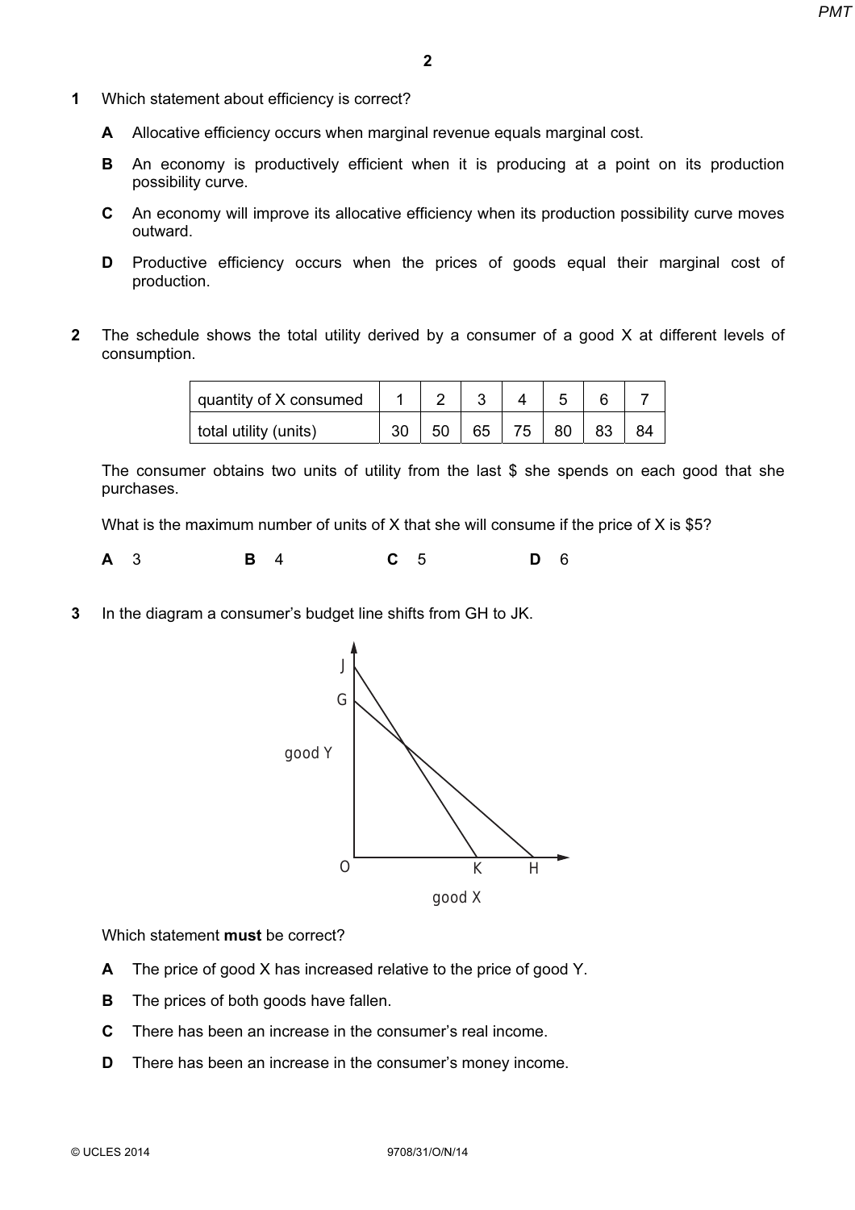1 Which statement about efficiency is correct?

**A** Allocative efficiency occurs when marginal revenue equals marginal cost.

**B** An economy is productively efficient when it is producing at a point on its production possibility curve.

**C** An economy will improve its allocative efficiency when its production possibility curve moves outward.

**D** Productive efficiency occurs when the prices of goods equal their marginal cost of production.

2 The schedule shows the total utility derived by a consumer of a good X at different levels of consumption.

| | | | | | | | |
|---|---|---|---|---|---|---|---|
| quantity of X consumed | 1 | 2 | 3 | 4 | 5 | 6 | 7 |
| total utility (units) | 30 | 50 | 65 | 75 | 80 | 83 | 84 |

The consumer obtains two units of utility from the last $ she spends on each good that she purchases.

What is the maximum number of units of X that she will consume if the price of X is $5?

**A** 3 **B** 4 **C** 5 **D** 6

3 In the diagram a consumer's budget line shifts from GH to JK.

J
G
good Y
O
K
H
good X

Which statement **must** be correct?

**A** The price of good X has increased relative to the price of good Y.

**B** The prices of both goods have fallen.

**C** There has been an increase in the consumer's real income.

**D** There has been an increase in the consumer's money income.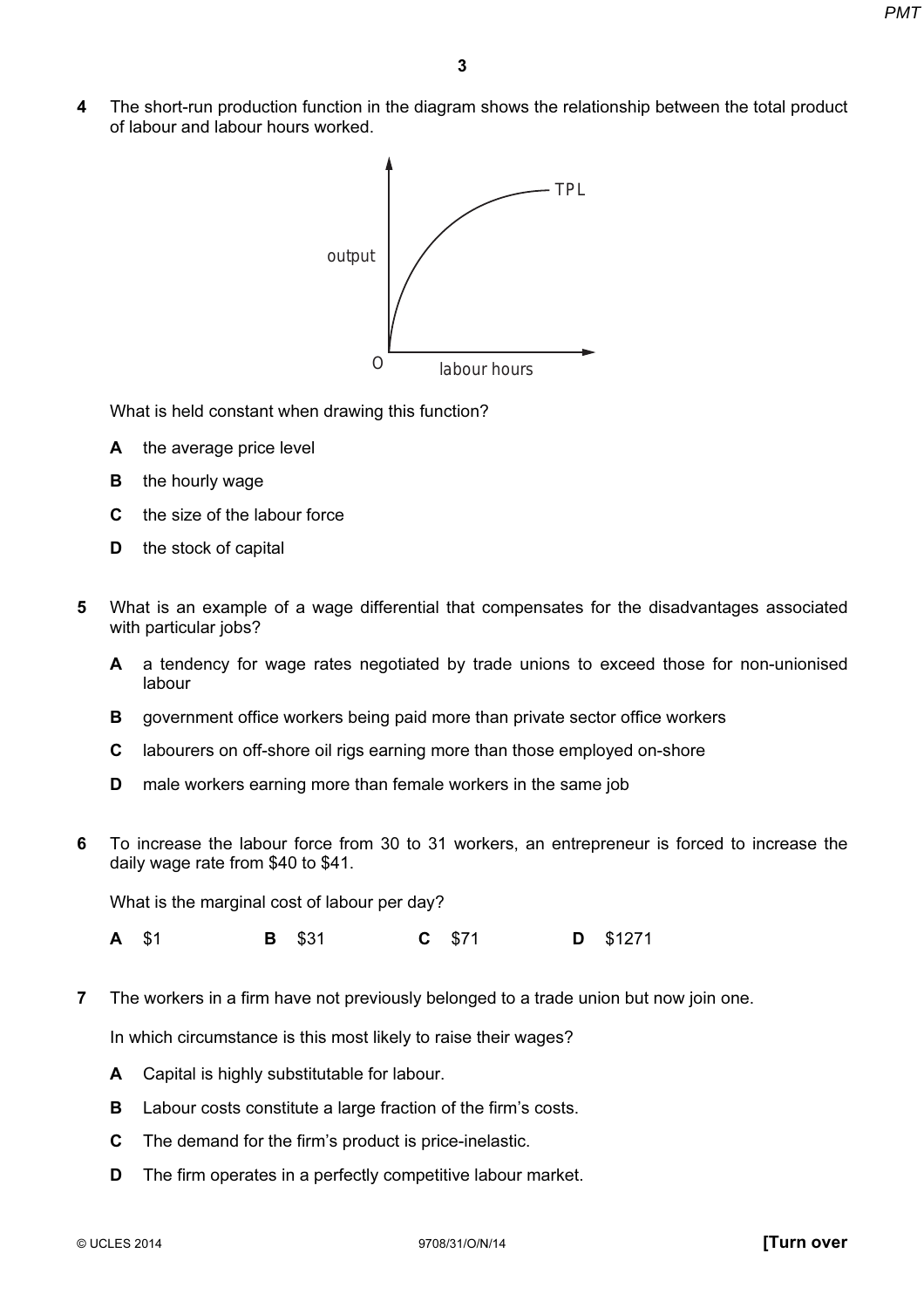4 The short-run production function in the diagram shows the relationship between the total product of labour and labour hours worked.

TPL

output

O

labour hours

What is held constant when drawing this function?

**A** the average price level

**B** the hourly wage

**C** the size of the labour force

**D** the stock of capital

5 What is an example of a wage differential that compensates for the disadvantages associated with particular jobs?

**A** a tendency for wage rates negotiated by trade unions to exceed those for non-unionised labour

**B** government office workers being paid more than private sector office workers

**C** labourers on off-shore oil rigs earning more than those employed on-shore

**D** male workers earning more than female workers in the same job

6 To increase the labour force from 30 to 31 workers, an entrepreneur is forced to increase the daily wage rate from $40 to $41.

What is the marginal cost of labour per day?

**A** $1 **B** $31 **C** $71 **D** $1271

7 The workers in a firm have not previously belonged to a trade union but now join one.

In which circumstance is this most likely to raise their wages?

**A** Capital is highly substitutable for labour.

**B** Labour costs constitute a large fraction of the firm's costs.

**C** The demand for the firm's product is price-inelastic.

**D** The firm operates in a perfectly competitive labour market.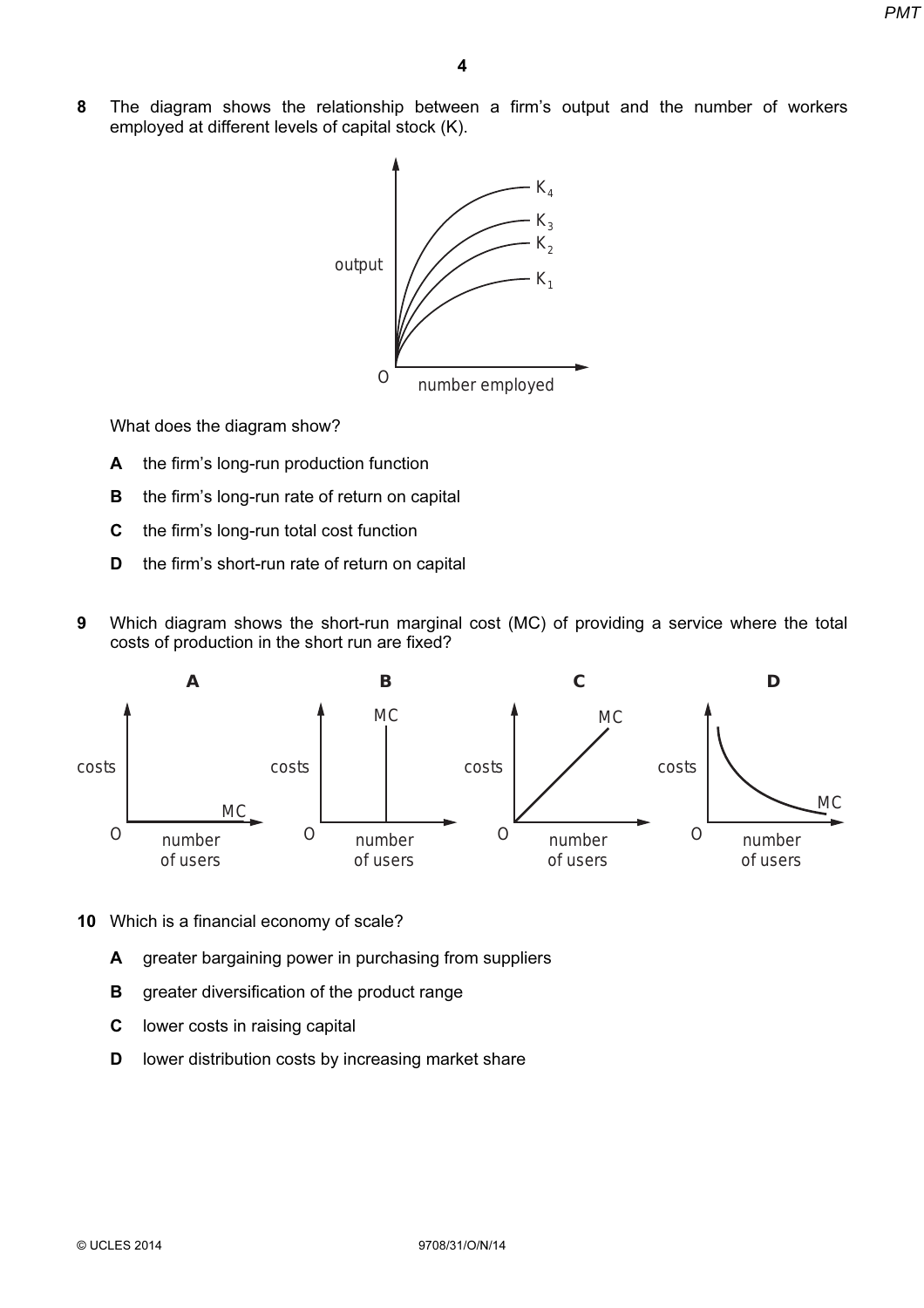**8** The diagram shows the relationship between a firm's output and the number of workers employed at different levels of capital stock (K).

output

O

number employed

$K_4$

$K_3$

$K_2$

$K_1$

What does the diagram show?

**A** the firm's long-run production function

**B** the firm's long-run rate of return on capital

**C** the firm's long-run total cost function

**D** the firm's short-run rate of return on capital

**9** Which diagram shows the short-run marginal cost (MC) of providing a service where the total costs of production in the short run are fixed?

**A**

costs

MC

O

number of users

**B**

costs

MC

O

number of users

**C**

costs

MC

O

number of users

**D**

costs

MC

O

number of users

**10** Which is a financial economy of scale?

**A** greater bargaining power in purchasing from suppliers

**B** greater diversification of the product range

**C** lower costs in raising capital

**D** lower distribution costs by increasing market share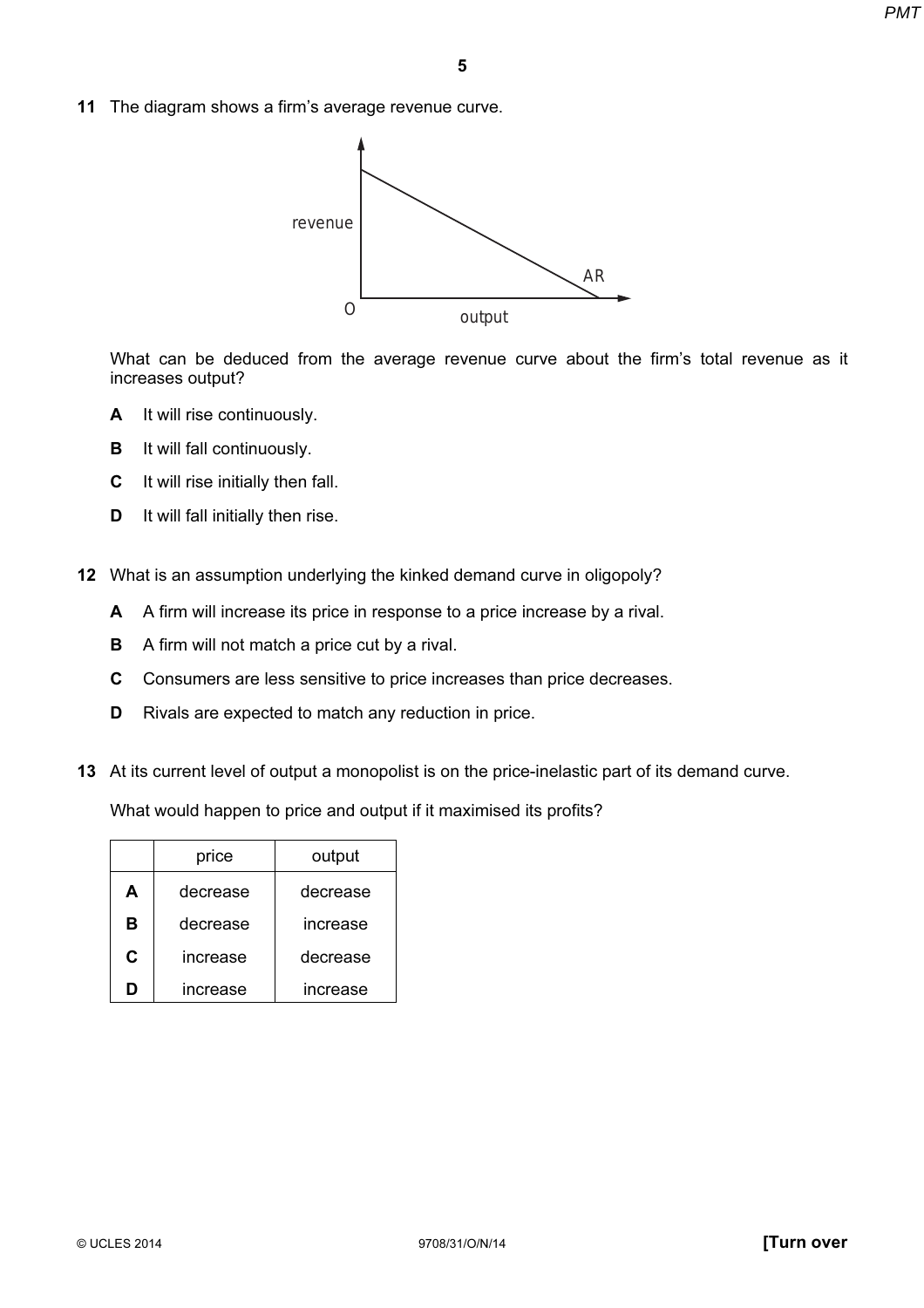**11** The diagram shows a firm's average revenue curve.

What can be deduced from the average revenue curve about the firm's total revenue as it increases output?

**A** It will rise continuously.

**B** It will fall continuously.

**C** It will rise initially then fall.

**D** It will fall initially then rise.

**12** What is an assumption underlying the kinked demand curve in oligopoly?

**A** A firm will increase its price in response to a price increase by a rival.

**B** A firm will not match a price cut by a rival.

**C** Consumers are less sensitive to price increases than price decreases.

**D** Rivals are expected to match any reduction in price.

**13** At its current level of output a monopolist is on the price-inelastic part of its demand curve.

What would happen to price and output if it maximised its profits?

| | price | output |
|---|---|---|
| **A** | decrease | decrease |
| **B** | decrease | increase |
| **C** | increase | decrease |
| **D** | increase | increase |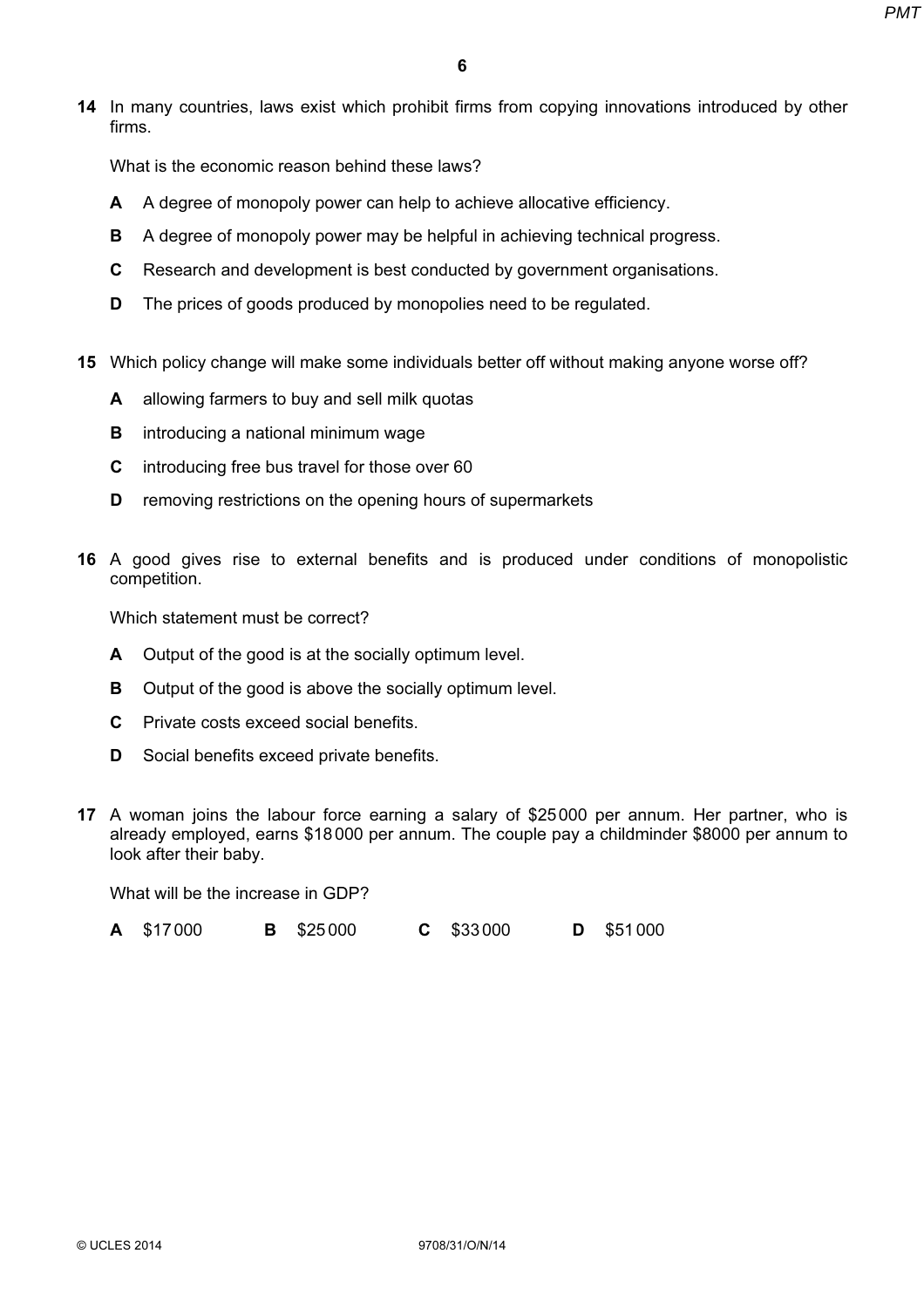**14** In many countries, laws exist which prohibit firms from copying innovations introduced by other firms.

What is the economic reason behind these laws?

**A** A degree of monopoly power can help to achieve allocative efficiency.

**B** A degree of monopoly power may be helpful in achieving technical progress.

**C** Research and development is best conducted by government organisations.

**D** The prices of goods produced by monopolies need to be regulated.

**15** Which policy change will make some individuals better off without making anyone worse off?

**A** allowing farmers to buy and sell milk quotas

**B** introducing a national minimum wage

**C** introducing free bus travel for those over 60

**D** removing restrictions on the opening hours of supermarkets

**16** A good gives rise to external benefits and is produced under conditions of monopolistic competition.

Which statement must be correct?

**A** Output of the good is at the socially optimum level.

**B** Output of the good is above the socially optimum level.

**C** Private costs exceed social benefits.

**D** Social benefits exceed private benefits.

**17** A woman joins the labour force earning a salary of $25000 per annum. Her partner, who is already employed, earns $18000 per annum. The couple pay a childminder $8000 per annum to look after their baby.

What will be the increase in GDP?

**A** $17000 **B** $25000 **C** $33000 **D** $51000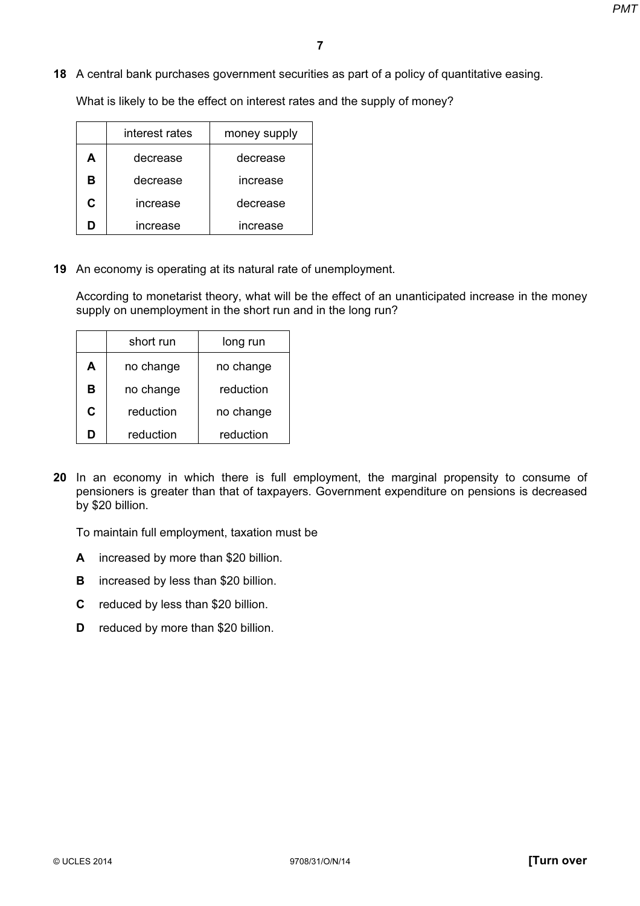**18** A central bank purchases government securities as part of a policy of quantitative easing.

What is likely to be the effect on interest rates and the supply of money?

| | interest rates | money supply |
|---|---|---|
| **A** | decrease | decrease |
| **B** | decrease | increase |
| **C** | increase | decrease |
| **D** | increase | increase |

**19** An economy is operating at its natural rate of unemployment.

According to monetarist theory, what will be the effect of an unanticipated increase in the money supply on unemployment in the short run and in the long run?

| | short run | long run |
|---|---|---|
| **A** | no change | no change |
| **B** | no change | reduction |
| **C** | reduction | no change |
| **D** | reduction | reduction |

**20** In an economy in which there is full employment, the marginal propensity to consume of pensioners is greater than that of taxpayers. Government expenditure on pensions is decreased by $20 billion.

To maintain full employment, taxation must be

**A** increased by more than $20 billion.

**B** increased by less than $20 billion.

**C** reduced by less than $20 billion.

**D** reduced by more than $20 billion.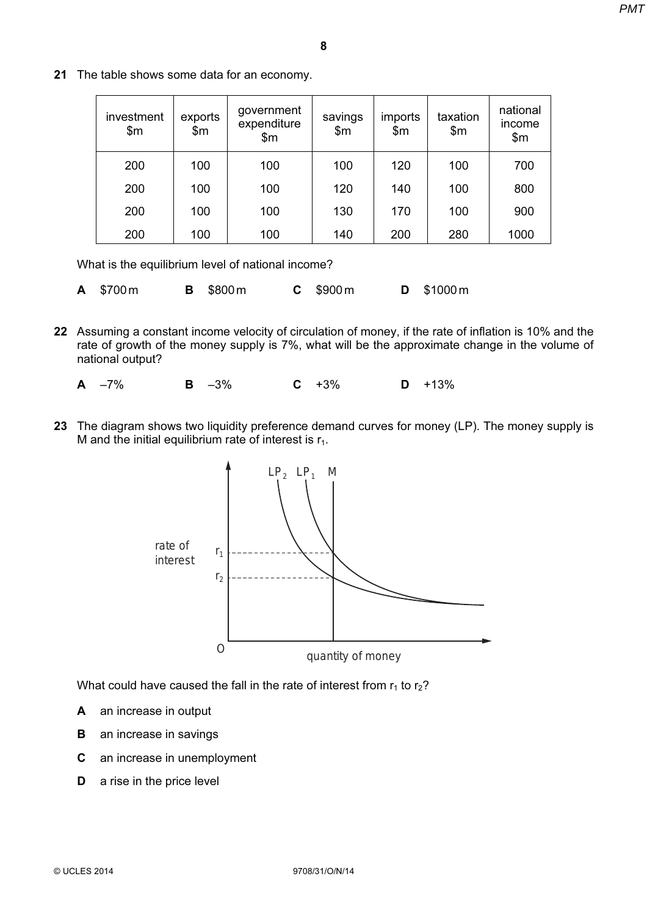21 The table shows some data for an economy.

| investment $m | exports $m | government expenditure $m | savings $m | imports $m | taxation $m | national income $m |
|---|---|---|---|---|---|---|
| 200 | 100 | 100 | 100 | 120 | 100 | 700 |
| 200 | 100 | 100 | 120 | 140 | 100 | 800 |
| 200 | 100 | 100 | 130 | 170 | 100 | 900 |
| 200 | 100 | 100 | 140 | 200 | 280 | 1000 |

What is the equilibrium level of national income?

**A** \$700 m **B** \$800 m **C** \$900 m **D** \$1000 m

22 Assuming a constant income velocity of circulation of money, if the rate of inflation is 10% and the rate of growth of the money supply is 7%, what will be the approximate change in the volume of national output?

**A** –7% **B** –3% **C** +3% **D** +13%

23 The diagram shows two liquidity preference demand curves for money (LP). The money supply is M and the initial equilibrium rate of interest is $r_1$.

$LP_2$ $LP_1$ M

rate of interest

$r_1$

$r_2$

O

quantity of money

What could have caused the fall in the rate of interest from $r_1$ to $r_2$?

**A** an increase in output

**B** an increase in savings

**C** an increase in unemployment

**D** a rise in the price level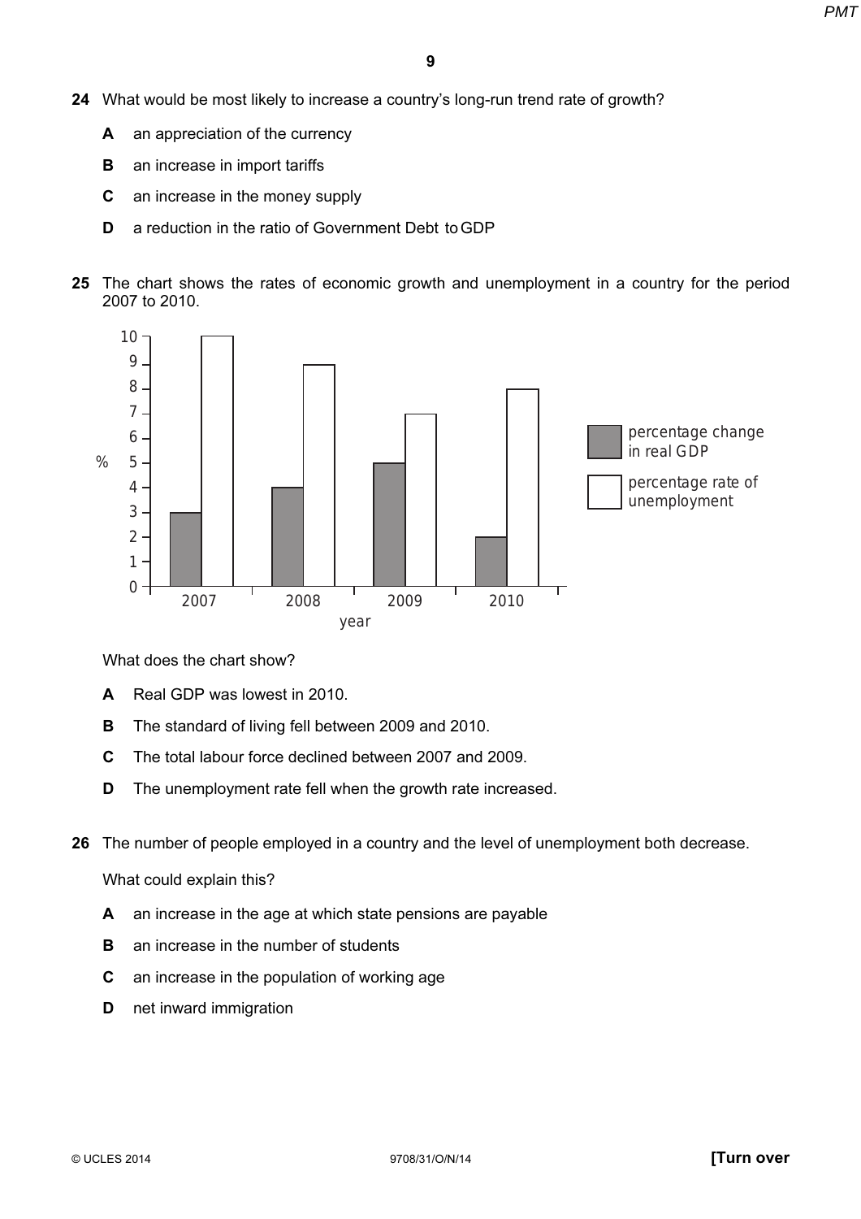**24** What would be most likely to increase a country's long-run trend rate of growth?

**A** an appreciation of the currency

**B** an increase in import tariffs

**C** an increase in the money supply

**D** a reduction in the ratio of Government Debt to GDP

**25** The chart shows the rates of economic growth and unemployment in a country for the period 2007 to 2010.

| year | percentage change in real GDP (%) | percentage rate of unemployment (%) |
| --- | --- | --- |
| 2007 | 3 | 10 |
| 2008 | 4 | 9 |
| 2009 | 5 | 7 |
| 2010 | 2 | 8 |

What does the chart show?

**A** Real GDP was lowest in 2010.

**B** The standard of living fell between 2009 and 2010.

**C** The total labour force declined between 2007 and 2009.

**D** The unemployment rate fell when the growth rate increased.

**26** The number of people employed in a country and the level of unemployment both decrease.

What could explain this?

**A** an increase in the age at which state pensions are payable

**B** an increase in the number of students

**C** an increase in the population of working age

**D** net inward immigration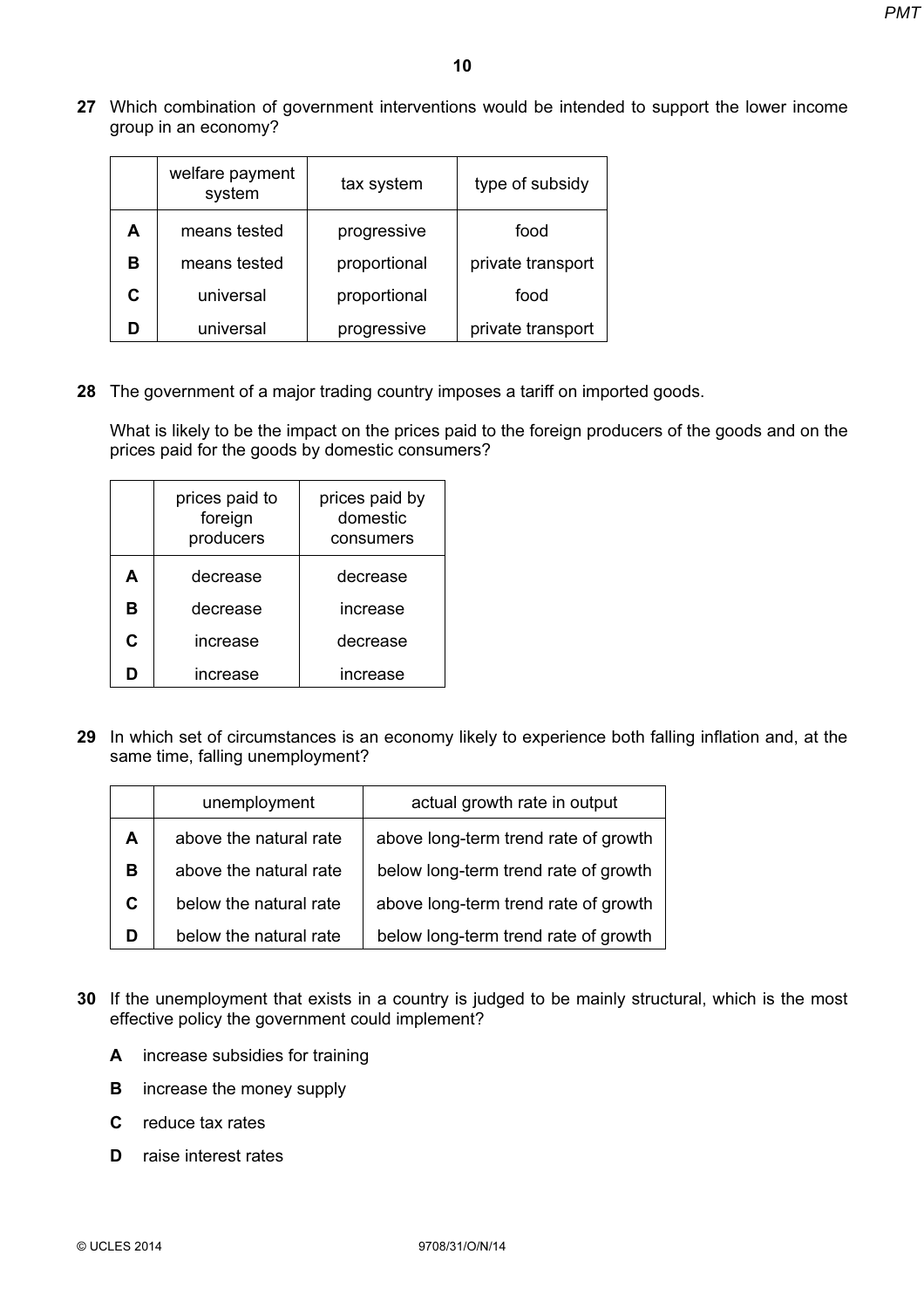**27** Which combination of government interventions would be intended to support the lower income group in an economy?

| | welfare payment system | tax system | type of subsidy |
|---|---|---|---|
| **A** | means tested | progressive | food |
| **B** | means tested | proportional | private transport |
| **C** | universal | proportional | food |
| **D** | universal | progressive | private transport |

**28** The government of a major trading country imposes a tariff on imported goods.

What is likely to be the impact on the prices paid to the foreign producers of the goods and on the prices paid for the goods by domestic consumers?

| | prices paid to foreign producers | prices paid by domestic consumers |
|---|---|---|
| **A** | decrease | decrease |
| **B** | decrease | increase |
| **C** | increase | decrease |
| **D** | increase | increase |

**29** In which set of circumstances is an economy likely to experience both falling inflation and, at the same time, falling unemployment?

| | unemployment | actual growth rate in output |
|---|---|---|
| **A** | above the natural rate | above long-term trend rate of growth |
| **B** | above the natural rate | below long-term trend rate of growth |
| **C** | below the natural rate | above long-term trend rate of growth |
| **D** | below the natural rate | below long-term trend rate of growth |

**30** If the unemployment that exists in a country is judged to be mainly structural, which is the most effective policy the government could implement?

**A** increase subsidies for training

**B** increase the money supply

**C** reduce tax rates

**D** raise interest rates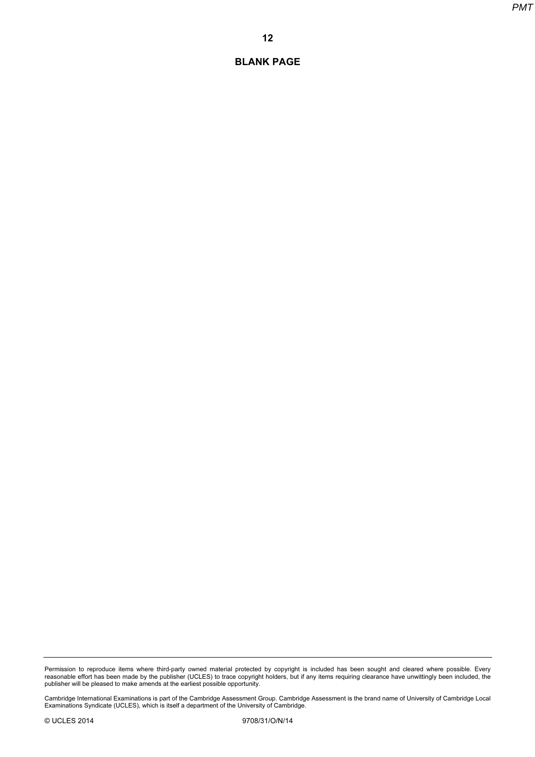**BLANK PAGE**

Permission to reproduce items where third-party owned material protected by copyright is included has been sought and cleared where possible. Every reasonable effort has been made by the publisher (UCLES) to trace copyright holders, but if any items requiring clearance have unwittingly been included, the publisher will be pleased to make amends at the earliest possible opportunity.

Cambridge International Examinations is part of the Cambridge Assessment Group. Cambridge Assessment is the brand name of University of Cambridge Local Examinations Syndicate (UCLES), which is itself a department of the University of Cambridge.